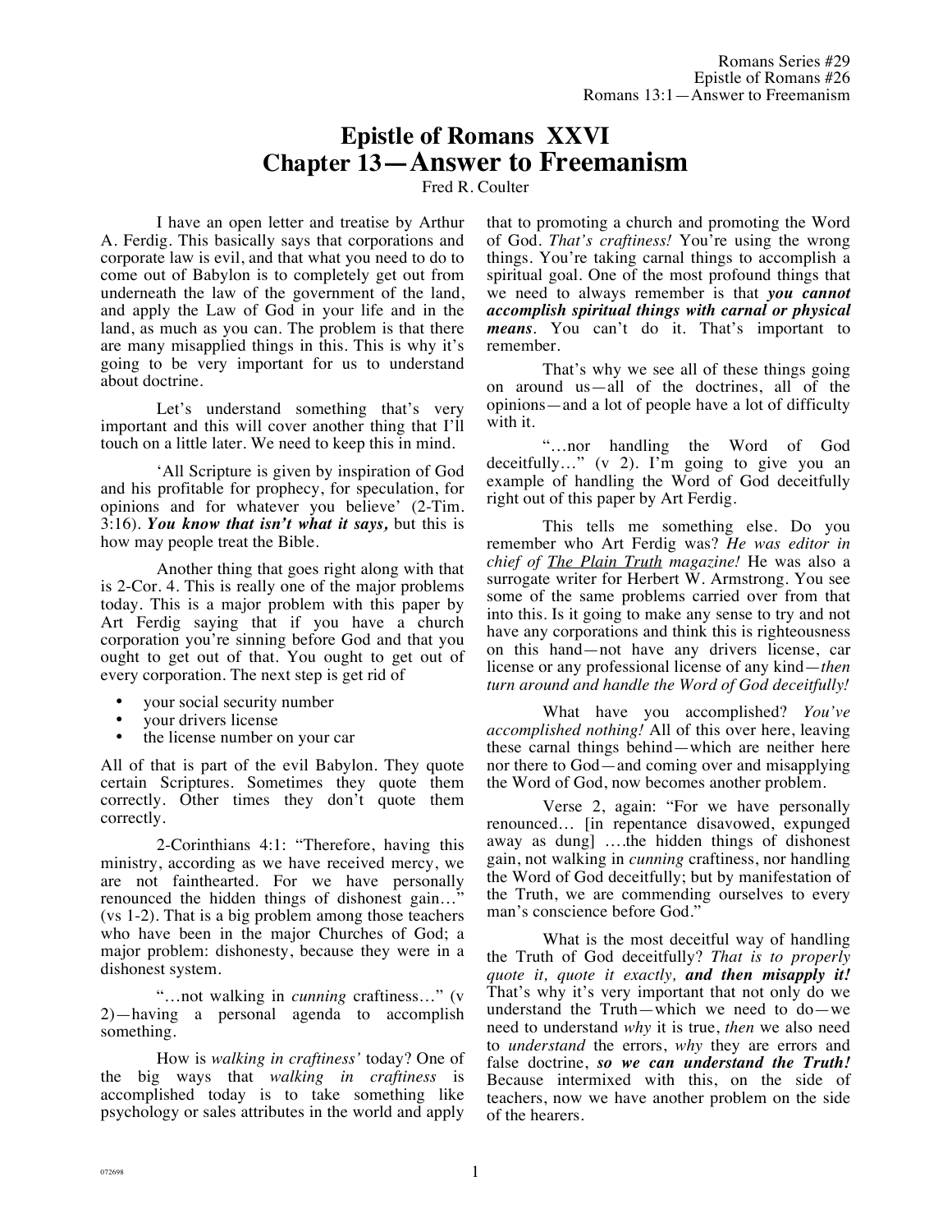Romans Series #29
Epistle of Romans #26
Romans 13:1—Answer to Freemanism

# Epistle of Romans XXVI
# Chapter 13—Answer to Freemanism

Fred R. Coulter

I have an open letter and treatise by Arthur A. Ferdig. This basically says that corporations and corporate law is evil, and that what you need to do to come out of Babylon is to completely get out from underneath the law of the government of the land, and apply the Law of God in your life and in the land, as much as you can. The problem is that there are many misapplied things in this. This is why it's going to be very important for us to understand about doctrine.

Let's understand something that's very important and this will cover another thing that I'll touch on a little later. We need to keep this in mind.

'All Scripture is given by inspiration of God and his profitable for prophecy, for speculation, for opinions and for whatever you believe' (2-Tim. 3:16). ***You know that isn't what it says,*** but this is how may people treat the Bible.

Another thing that goes right along with that is 2-Cor. 4. This is really one of the major problems today. This is a major problem with this paper by Art Ferdig saying that if you have a church corporation you're sinning before God and that you ought to get out of that. You ought to get out of every corporation. The next step is get rid of

- your social security number
- your drivers license
- the license number on your car

All of that is part of the evil Babylon. They quote certain Scriptures. Sometimes they quote them correctly. Other times they don't quote them correctly.

2-Corinthians 4:1: "Therefore, having this ministry, according as we have received mercy, we are not fainthearted. For we have personally renounced the hidden things of dishonest gain…" (vs 1-2). That is a big problem among those teachers who have been in the major Churches of God; a major problem: dishonesty, because they were in a dishonest system.

"…not walking in *cunning* craftiness…" (v 2)—having a personal agenda to accomplish something.

How is *walking in craftiness'* today? One of the big ways that *walking in craftiness* is accomplished today is to take something like psychology or sales attributes in the world and apply that to promoting a church and promoting the Word of God. *That's craftiness!* You're using the wrong things. You're taking carnal things to accomplish a spiritual goal. One of the most profound things that we need to always remember is that ***you cannot accomplish spiritual things with carnal or physical means***. You can't do it. That's important to remember.

That's why we see all of these things going on around us—all of the doctrines, all of the opinions—and a lot of people have a lot of difficulty with it.

"…nor handling the Word of God deceitfully…" (v 2). I'm going to give you an example of handling the Word of God deceitfully right out of this paper by Art Ferdig.

This tells me something else. Do you remember who Art Ferdig was? *He was editor in chief of The Plain Truth magazine!* He was also a surrogate writer for Herbert W. Armstrong. You see some of the same problems carried over from that into this. Is it going to make any sense to try and not have any corporations and think this is righteousness on this hand—not have any drivers license, car license or any professional license of any kind—*then turn around and handle the Word of God deceitfully!*

What have you accomplished? *You've accomplished nothing!* All of this over here, leaving these carnal things behind—which are neither here nor there to God—and coming over and misapplying the Word of God, now becomes another problem.

Verse 2, again: "For we have personally renounced… [in repentance disavowed, expunged away as dung] ….the hidden things of dishonest gain, not walking in *cunning* craftiness, nor handling the Word of God deceitfully; but by manifestation of the Truth, we are commending ourselves to every man's conscience before God."

What is the most deceitful way of handling the Truth of God deceitfully? *That is to properly quote it, quote it exactly,* ***and then misapply it!*** That's why it's very important that not only do we understand the Truth—which we need to do—we need to understand *why* it is true, *then* we also need to *understand* the errors, *why* they are errors and false doctrine, ***so we can understand the Truth!*** Because intermixed with this, on the side of teachers, now we have another problem on the side of the hearers.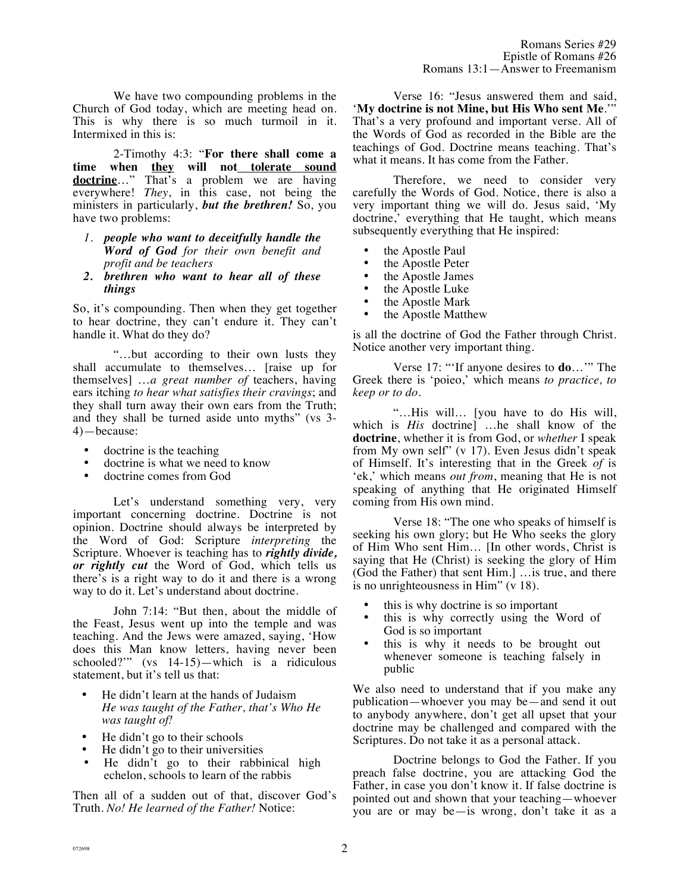We have two compounding problems in the Church of God today, which are meeting head on. This is why there is so much turmoil in it. Intermixed in this is:

2-Timothy 4:3: "**For there shall come a time when <u>they</u> will not <u>tolerate sound doctrine</u>**…" That's a problem we are having everywhere! *They*, in this case, not being the ministers in particularly, ***but the brethren!*** So, you have two problems:

1. ***people who want to deceitfully handle the Word of God** for their own benefit and profit and be teachers*
2. ***brethren who want to hear all of these things***

So, it's compounding. Then when they get together to hear doctrine, they can't endure it. They can't handle it. What do they do?

"…but according to their own lusts they shall accumulate to themselves… [raise up for themselves] …*a great number of* teachers, having ears itching *to hear what satisfies their cravings*; and they shall turn away their own ears from the Truth; and they shall be turned aside unto myths" (vs 3-4)—because:

- doctrine is the teaching
- doctrine is what we need to know
- doctrine comes from God

Let's understand something very, very important concerning doctrine. Doctrine is not opinion. Doctrine should always be interpreted by the Word of God: Scripture *interpreting* the Scripture. Whoever is teaching has to ***rightly divide, or rightly cut*** the Word of God, which tells us there's is a right way to do it and there is a wrong way to do it. Let's understand about doctrine.

John 7:14: "But then, about the middle of the Feast, Jesus went up into the temple and was teaching. And the Jews were amazed, saying, 'How does this Man know letters, having never been schooled?'" (vs 14-15)—which is a ridiculous statement, but it's tell us that:

- He didn't learn at the hands of Judaism
  *He was taught of the Father, that's Who He was taught of!*
- He didn't go to their schools
- He didn't go to their universities
- He didn't go to their rabbinical high echelon, schools to learn of the rabbis

Then all of a sudden out of that, discover God's Truth. *No! He learned of the Father!* Notice:

Verse 16: "Jesus answered them and said, '**My doctrine is not Mine, but His Who sent Me**.'" That's a very profound and important verse. All of the Words of God as recorded in the Bible are the teachings of God. Doctrine means teaching. That's what it means. It has come from the Father.

Therefore, we need to consider very carefully the Words of God. Notice, there is also a very important thing we will do. Jesus said, 'My doctrine,' everything that He taught, which means subsequently everything that He inspired:

- the Apostle Paul
- the Apostle Peter
- the Apostle James
- the Apostle Luke
- the Apostle Mark
- the Apostle Matthew

is all the doctrine of God the Father through Christ. Notice another very important thing.

Verse 17: "'If anyone desires to **do**…'" The Greek there is 'poieo,' which means *to practice, to keep or to do*.

"…His will… [you have to do His will, which is *His* doctrine] …he shall know of the **doctrine**, whether it is from God, or *whether* I speak from My own self" (v 17). Even Jesus didn't speak of Himself. It's interesting that in the Greek *of* is 'ek,' which means *out from*, meaning that He is not speaking of anything that He originated Himself coming from His own mind.

Verse 18: "The one who speaks of himself is seeking his own glory; but He Who seeks the glory of Him Who sent Him… [In other words, Christ is saying that He (Christ) is seeking the glory of Him (God the Father) that sent Him.] …is true, and there is no unrighteousness in Him" (v 18).

- this is why doctrine is so important
- this is why correctly using the Word of God is so important
- this is why it needs to be brought out whenever someone is teaching falsely in public

We also need to understand that if you make any publication—whoever you may be—and send it out to anybody anywhere, don't get all upset that your doctrine may be challenged and compared with the Scriptures. Do not take it as a personal attack.

Doctrine belongs to God the Father. If you preach false doctrine, you are attacking God the Father, in case you don't know it. If false doctrine is pointed out and shown that your teaching—whoever you are or may be—is wrong, don't take it as a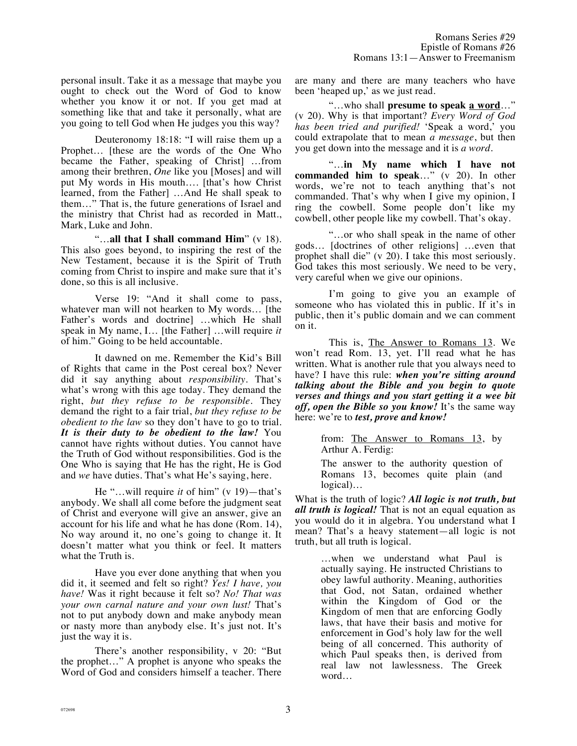personal insult. Take it as a message that maybe you ought to check out the Word of God to know whether you know it or not. If you get mad at something like that and take it personally, what are you going to tell God when He judges you this way?

Deuteronomy 18:18: "I will raise them up a Prophet… [these are the words of the One Who became the Father, speaking of Christ] …from among their brethren, *One* like you [Moses] and will put My words in His mouth…. [that's how Christ learned, from the Father] …And He shall speak to them…" That is, the future generations of Israel and the ministry that Christ had as recorded in Matt., Mark, Luke and John.

"…**all that I shall command Him**" (v 18). This also goes beyond, to inspiring the rest of the New Testament, because it is the Spirit of Truth coming from Christ to inspire and make sure that it's done, so this is all inclusive.

Verse 19: "And it shall come to pass, whatever man will not hearken to My words… [the Father's words and doctrine] …which He shall speak in My name, I… [the Father] …will require *it* of him." Going to be held accountable.

It dawned on me. Remember the Kid's Bill of Rights that came in the Post cereal box? Never did it say anything about *responsibility*. That's what's wrong with this age today. They demand the right, *but they refuse to be responsible*. They demand the right to a fair trial, *but they refuse to be obedient to the law* so they don't have to go to trial. ***It is their duty to be obedient to the law!*** You cannot have rights without duties. You cannot have the Truth of God without responsibilities. God is the One Who is saying that He has the right, He is God and *we* have duties. That's what He's saying, here.

He "…will require *it* of him" (v 19)—that's anybody. We shall all come before the judgment seat of Christ and everyone will give an answer, give an account for his life and what he has done (Rom. 14), No way around it, no one's going to change it. It doesn't matter what you think or feel. It matters what the Truth is.

Have you ever done anything that when you did it, it seemed and felt so right? *Yes! I have, you have!* Was it right because it felt so? *No! That was your own carnal nature and your own lust!* That's not to put anybody down and make anybody mean or nasty more than anybody else. It's just not. It's just the way it is.

There's another responsibility, v 20: "But the prophet…" A prophet is anyone who speaks the Word of God and considers himself a teacher. There are many and there are many teachers who have been 'heaped up,' as we just read.

"…who shall **presume to speak <u>a word</u>**…" (v 20). Why is that important? *Every Word of God has been tried and purified!* 'Speak a word,' you could extrapolate that to mean *a message*, but then you get down into the message and it is *a word*.

"…**in My name which I have not commanded him to speak**…" (v 20). In other words, we're not to teach anything that's not commanded. That's why when I give my opinion, I ring the cowbell. Some people don't like my cowbell, other people like my cowbell. That's okay.

"…or who shall speak in the name of other gods… [doctrines of other religions] …even that prophet shall die" (v 20). I take this most seriously. God takes this most seriously. We need to be very, very careful when we give our opinions.

I'm going to give you an example of someone who has violated this in public. If it's in public, then it's public domain and we can comment on it.

This is, <u>The Answer to Romans 13</u>. We won't read Rom. 13, yet. I'll read what he has written. What is another rule that you always need to have? I have this rule: ***when you're sitting around talking about the Bible and you begin to quote verses and things and you start getting it a wee bit off, open the Bible so you know!*** It's the same way here: we're to ***test, prove and know!***

> from: <u>The Answer to Romans 13</u>, by Arthur A. Ferdig:
>
> The answer to the authority question of Romans 13, becomes quite plain (and logical)…

What is the truth of logic? ***All logic is not truth, but all truth is logical!*** That is not an equal equation as you would do it in algebra. You understand what I mean? That's a heavy statement—all logic is not truth, but all truth is logical.

> …when we understand what Paul is actually saying. He instructed Christians to obey lawful authority. Meaning, authorities that God, not Satan, ordained whether within the Kingdom of God or the Kingdom of men that are enforcing Godly laws, that have their basis and motive for enforcement in God's holy law for the well being of all concerned. This authority of which Paul speaks then, is derived from real law not lawlessness. The Greek word…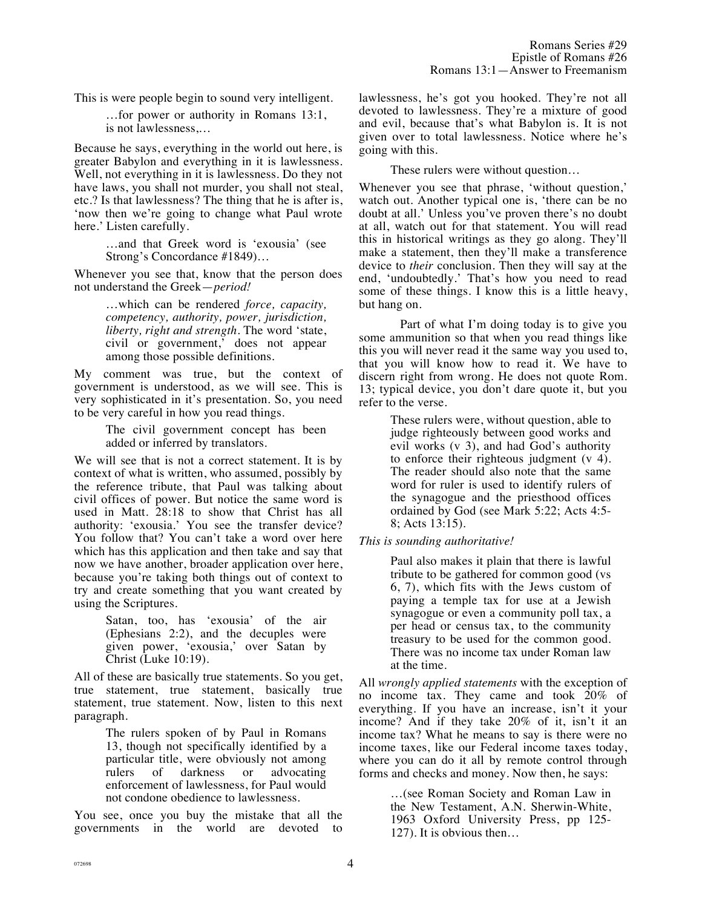This is were people begin to sound very intelligent.

> …for power or authority in Romans 13:1, is not lawlessness,…

Because he says, everything in the world out here, is greater Babylon and everything in it is lawlessness. Well, not everything in it is lawlessness. Do they not have laws, you shall not murder, you shall not steal, etc.? Is that lawlessness? The thing that he is after is, 'now then we're going to change what Paul wrote here.' Listen carefully.

> …and that Greek word is 'exousia' (see Strong's Concordance #1849)…

Whenever you see that, know that the person does not understand the Greek—*period!*

> …which can be rendered *force, capacity, competency, authority, power, jurisdiction, liberty, right and strength*. The word 'state, civil or government,' does not appear among those possible definitions.

My comment was true, but the context of government is understood, as we will see. This is very sophisticated in it's presentation. So, you need to be very careful in how you read things.

> The civil government concept has been added or inferred by translators.

We will see that is not a correct statement. It is by context of what is written, who assumed, possibly by the reference tribute, that Paul was talking about civil offices of power. But notice the same word is used in Matt. 28:18 to show that Christ has all authority: 'exousia.' You see the transfer device? You follow that? You can't take a word over here which has this application and then take and say that now we have another, broader application over here, because you're taking both things out of context to try and create something that you want created by using the Scriptures.

> Satan, too, has 'exousia' of the air (Ephesians 2:2), and the decuples were given power, 'exousia,' over Satan by Christ (Luke 10:19).

All of these are basically true statements. So you get, true statement, true statement, basically true statement, true statement. Now, listen to this next paragraph.

> The rulers spoken of by Paul in Romans 13, though not specifically identified by a particular title, were obviously not among rulers of darkness or advocating enforcement of lawlessness, for Paul would not condone obedience to lawlessness.

You see, once you buy the mistake that all the governments in the world are devoted to lawlessness, he's got you hooked. They're not all devoted to lawlessness. They're a mixture of good and evil, because that's what Babylon is. It is not given over to total lawlessness. Notice where he's going with this.

> These rulers were without question…

Whenever you see that phrase, 'without question,' watch out. Another typical one is, 'there can be no doubt at all.' Unless you've proven there's no doubt at all, watch out for that statement. You will read this in historical writings as they go along. They'll make a statement, then they'll make a transference device to *their* conclusion. Then they will say at the end, 'undoubtedly.' That's how you need to read some of these things. I know this is a little heavy, but hang on.

Part of what I'm doing today is to give you some ammunition so that when you read things like this you will never read it the same way you used to, that you will know how to read it. We have to discern right from wrong. He does not quote Rom. 13; typical device, you don't dare quote it, but you refer to the verse.

> These rulers were, without question, able to judge righteously between good works and evil works (v 3), and had God's authority to enforce their righteous judgment (v 4). The reader should also note that the same word for ruler is used to identify rulers of the synagogue and the priesthood offices ordained by God (see Mark 5:22; Acts 4:5-8; Acts 13:15).

*This is sounding authoritative!*

> Paul also makes it plain that there is lawful tribute to be gathered for common good (vs 6, 7), which fits with the Jews custom of paying a temple tax for use at a Jewish synagogue or even a community poll tax, a per head or census tax, to the community treasury to be used for the common good. There was no income tax under Roman law at the time.

All *wrongly applied statements* with the exception of no income tax. They came and took 20% of everything. If you have an increase, isn't it your income? And if they take 20% of it, isn't it an income tax? What he means to say is there were no income taxes, like our Federal income taxes today, where you can do it all by remote control through forms and checks and money. Now then, he says:

> …(see Roman Society and Roman Law in the New Testament, A.N. Sherwin-White, 1963 Oxford University Press, pp 125-127). It is obvious then…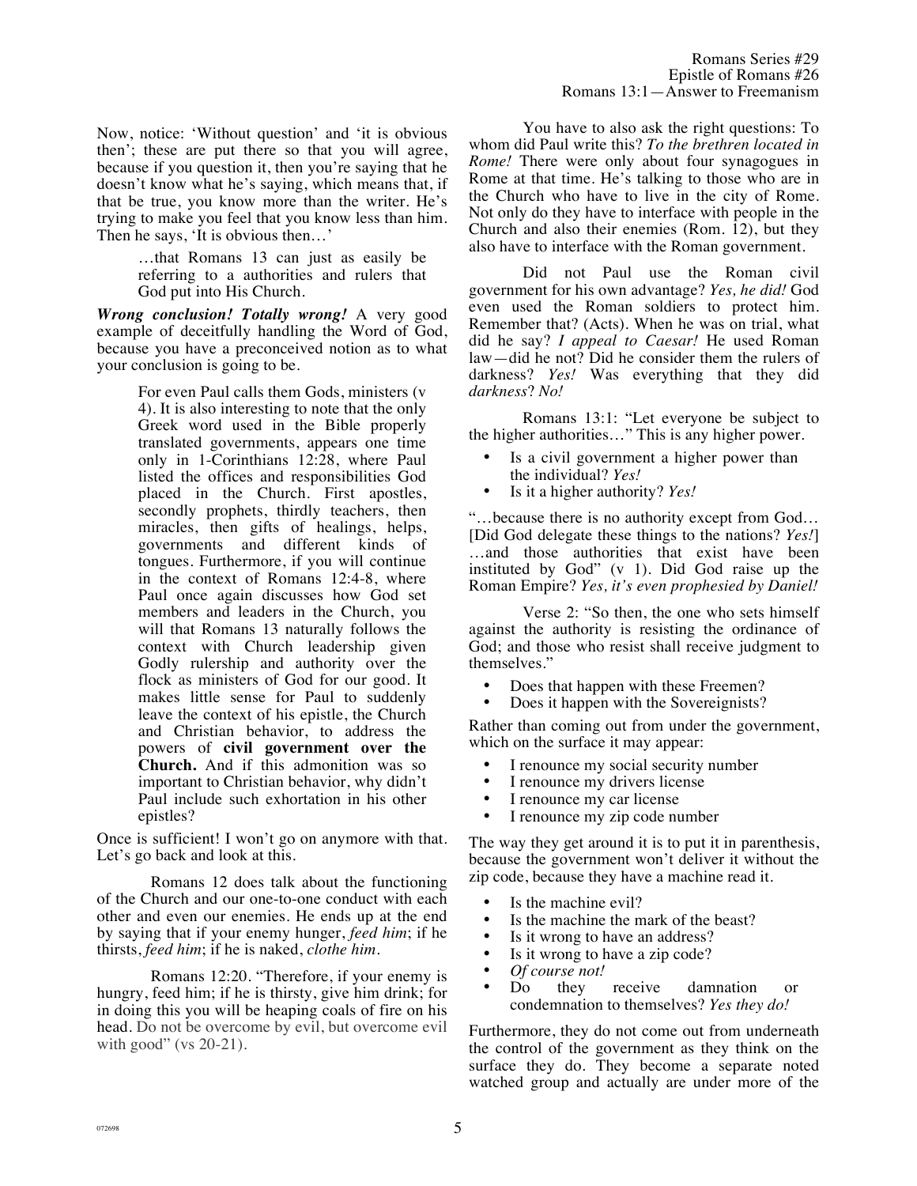Now, notice: 'Without question' and 'it is obvious then'; these are put there so that you will agree, because if you question it, then you're saying that he doesn't know what he's saying, which means that, if that be true, you know more than the writer. He's trying to make you feel that you know less than him. Then he says, 'It is obvious then…'

> …that Romans 13 can just as easily be referring to a authorities and rulers that God put into His Church.

***Wrong conclusion! Totally wrong!*** A very good example of deceitfully handling the Word of God, because you have a preconceived notion as to what your conclusion is going to be.

> For even Paul calls them Gods, ministers (v 4). It is also interesting to note that the only Greek word used in the Bible properly translated governments, appears one time only in 1-Corinthians 12:28, where Paul listed the offices and responsibilities God placed in the Church. First apostles, secondly prophets, thirdly teachers, then miracles, then gifts of healings, helps, governments and different kinds of tongues. Furthermore, if you will continue in the context of Romans 12:4-8, where Paul once again discusses how God set members and leaders in the Church, you will that Romans 13 naturally follows the context with Church leadership given Godly rulership and authority over the flock as ministers of God for our good. It makes little sense for Paul to suddenly leave the context of his epistle, the Church and Christian behavior, to address the powers of **civil government over the Church.** And if this admonition was so important to Christian behavior, why didn't Paul include such exhortation in his other epistles?

Once is sufficient! I won't go on anymore with that. Let's go back and look at this.

Romans 12 does talk about the functioning of the Church and our one-to-one conduct with each other and even our enemies. He ends up at the end by saying that if your enemy hunger, *feed him*; if he thirsts, *feed him*; if he is naked, *clothe him*.

Romans 12:20. "Therefore, if your enemy is hungry, feed him; if he is thirsty, give him drink; for in doing this you will be heaping coals of fire on his head. Do not be overcome by evil, but overcome evil with good" (vs 20-21).

You have to also ask the right questions: To whom did Paul write this? *To the brethren located in Rome!* There were only about four synagogues in Rome at that time. He's talking to those who are in the Church who have to live in the city of Rome. Not only do they have to interface with people in the Church and also their enemies (Rom. 12), but they also have to interface with the Roman government.

Did not Paul use the Roman civil government for his own advantage? *Yes, he did!* God even used the Roman soldiers to protect him. Remember that? (Acts). When he was on trial, what did he say? *I appeal to Caesar!* He used Roman law—did he not? Did he consider them the rulers of darkness? *Yes!* Was everything that they did *darkness*? *No!*

Romans 13:1: "Let everyone be subject to the higher authorities…" This is any higher power.

- Is a civil government a higher power than the individual? *Yes!*
- Is it a higher authority? *Yes!*

"…because there is no authority except from God… [Did God delegate these things to the nations? *Yes!*] …and those authorities that exist have been instituted by God" (v 1). Did God raise up the Roman Empire? *Yes, it's even prophesied by Daniel!*

Verse 2: "So then, the one who sets himself against the authority is resisting the ordinance of God; and those who resist shall receive judgment to themselves."

- Does that happen with these Freemen?
- Does it happen with the Sovereignists?

Rather than coming out from under the government, which on the surface it may appear:

- I renounce my social security number
- I renounce my drivers license
- I renounce my car license
- I renounce my zip code number

The way they get around it is to put it in parenthesis, because the government won't deliver it without the zip code, because they have a machine read it.

- Is the machine evil?
- Is the machine the mark of the beast?
- Is it wrong to have an address?
- Is it wrong to have a zip code?
- *Of course not!*
- Do they receive damnation or condemnation to themselves? *Yes they do!*

Furthermore, they do not come out from underneath the control of the government as they think on the surface they do. They become a separate noted watched group and actually are under more of the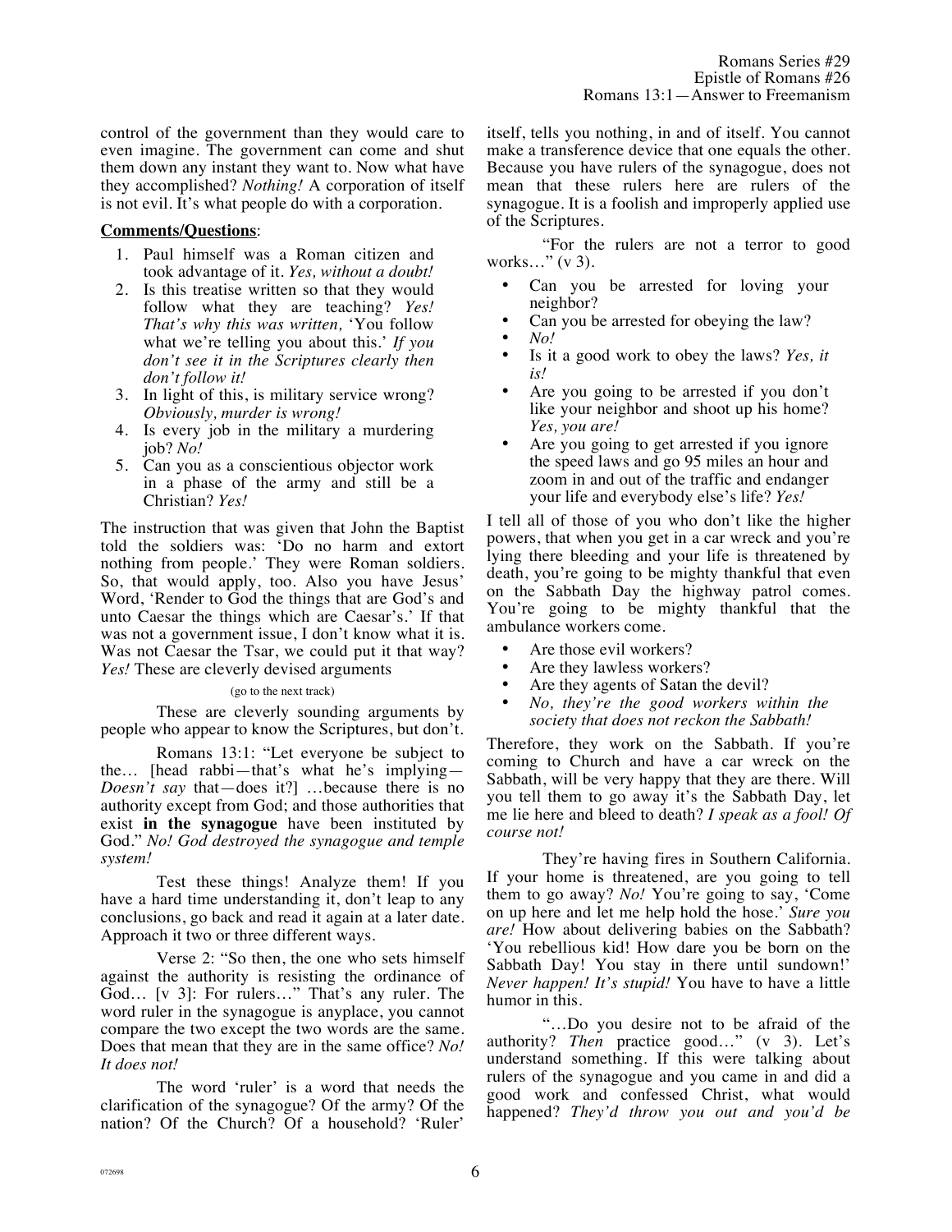control of the government than they would care to even imagine. The government can come and shut them down any instant they want to. Now what have they accomplished? *Nothing!* A corporation of itself is not evil. It's what people do with a corporation.

**Comments/Questions**:

1. Paul himself was a Roman citizen and took advantage of it. *Yes, without a doubt!*
2. Is this treatise written so that they would follow what they are teaching? *Yes! That's why this was written,* 'You follow what we're telling you about this.' *If you don't see it in the Scriptures clearly then don't follow it!*
3. In light of this, is military service wrong? *Obviously, murder is wrong!*
4. Is every job in the military a murdering job? *No!*
5. Can you as a conscientious objector work in a phase of the army and still be a Christian? *Yes!*

The instruction that was given that John the Baptist told the soldiers was: 'Do no harm and extort nothing from people.' They were Roman soldiers. So, that would apply, too. Also you have Jesus' Word, 'Render to God the things that are God's and unto Caesar the things which are Caesar's.' If that was not a government issue, I don't know what it is. Was not Caesar the Tsar, we could put it that way? *Yes!* These are cleverly devised arguments

(go to the next track)

These are cleverly sounding arguments by people who appear to know the Scriptures, but don't.

Romans 13:1: "Let everyone be subject to the… [head rabbi—that's what he's implying—*Doesn't say* that—does it?] …because there is no authority except from God; and those authorities that exist **in the synagogue** have been instituted by God." *No! God destroyed the synagogue and temple system!*

Test these things! Analyze them! If you have a hard time understanding it, don't leap to any conclusions, go back and read it again at a later date. Approach it two or three different ways.

Verse 2: "So then, the one who sets himself against the authority is resisting the ordinance of God… [v 3]: For rulers…" That's any ruler. The word ruler in the synagogue is anyplace, you cannot compare the two except the two words are the same. Does that mean that they are in the same office? *No! It does not!*

The word 'ruler' is a word that needs the clarification of the synagogue? Of the army? Of the nation? Of the Church? Of a household? 'Ruler' itself, tells you nothing, in and of itself. You cannot make a transference device that one equals the other. Because you have rulers of the synagogue, does not mean that these rulers here are rulers of the synagogue. It is a foolish and improperly applied use of the Scriptures.

"For the rulers are not a terror to good works…" (v 3).

- Can you be arrested for loving your neighbor?
- Can you be arrested for obeying the law?
- *No!*
- Is it a good work to obey the laws? *Yes, it is!*
- Are you going to be arrested if you don't like your neighbor and shoot up his home? *Yes, you are!*
- Are you going to get arrested if you ignore the speed laws and go 95 miles an hour and zoom in and out of the traffic and endanger your life and everybody else's life? *Yes!*

I tell all of those of you who don't like the higher powers, that when you get in a car wreck and you're lying there bleeding and your life is threatened by death, you're going to be mighty thankful that even on the Sabbath Day the highway patrol comes. You're going to be mighty thankful that the ambulance workers come.

- Are those evil workers?
- Are they lawless workers?
- Are they agents of Satan the devil?
- *No, they're the good workers within the society that does not reckon the Sabbath!*

Therefore, they work on the Sabbath. If you're coming to Church and have a car wreck on the Sabbath, will be very happy that they are there. Will you tell them to go away it's the Sabbath Day, let me lie here and bleed to death? *I speak as a fool! Of course not!*

They're having fires in Southern California. If your home is threatened, are you going to tell them to go away? *No!* You're going to say, 'Come on up here and let me help hold the hose.' *Sure you are!* How about delivering babies on the Sabbath? 'You rebellious kid! How dare you be born on the Sabbath Day! You stay in there until sundown!' *Never happen! It's stupid!* You have to have a little humor in this.

"…Do you desire not to be afraid of the authority? *Then* practice good…" (v 3). Let's understand something. If this were talking about rulers of the synagogue and you came in and did a good work and confessed Christ, what would happened? *They'd throw you out and you'd be*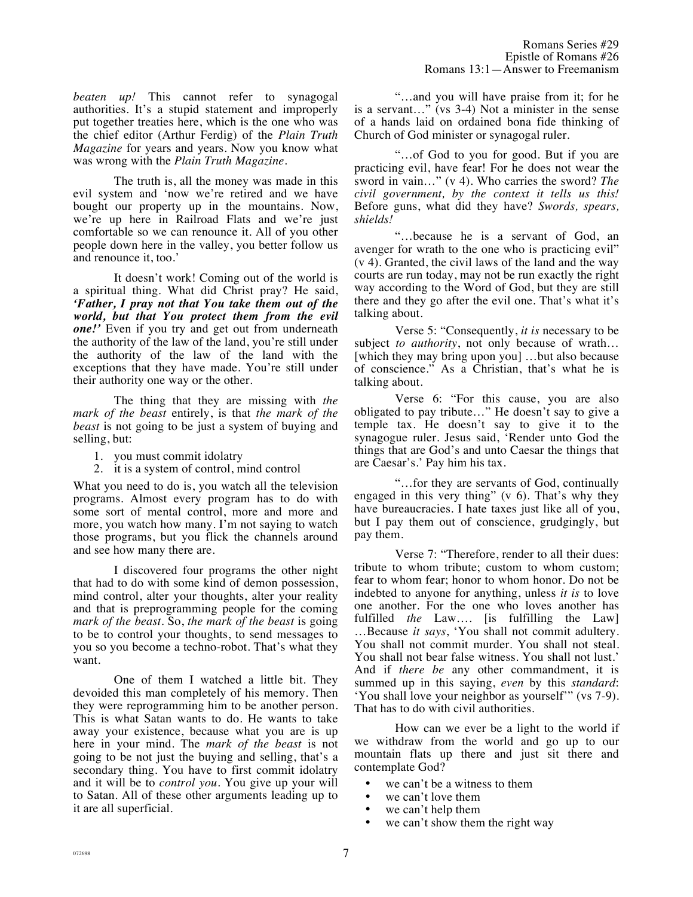*beaten up!* This cannot refer to synagogal authorities. It's a stupid statement and improperly put together treaties here, which is the one who was the chief editor (Arthur Ferdig) of the *Plain Truth Magazine* for years and years. Now you know what was wrong with the *Plain Truth Magazine*.

The truth is, all the money was made in this evil system and 'now we're retired and we have bought our property up in the mountains. Now, we're up here in Railroad Flats and we're just comfortable so we can renounce it. All of you other people down here in the valley, you better follow us and renounce it, too.'

It doesn't work! Coming out of the world is a spiritual thing. What did Christ pray? He said, ***'Father, I pray not that You take them out of the world, but that You protect them from the evil one!'*** Even if you try and get out from underneath the authority of the law of the land, you're still under the authority of the law of the land with the exceptions that they have made. You're still under their authority one way or the other.

The thing that they are missing with *the mark of the beast* entirely, is that *the mark of the beast* is not going to be just a system of buying and selling, but:

1. you must commit idolatry
2. it is a system of control, mind control

What you need to do is, you watch all the television programs. Almost every program has to do with some sort of mental control, more and more and more, you watch how many. I'm not saying to watch those programs, but you flick the channels around and see how many there are.

I discovered four programs the other night that had to do with some kind of demon possession, mind control, alter your thoughts, alter your reality and that is preprogramming people for the coming *mark of the beast*. So, *the mark of the beast* is going to be to control your thoughts, to send messages to you so you become a techno-robot. That's what they want.

One of them I watched a little bit. They devoided this man completely of his memory. Then they were reprogramming him to be another person. This is what Satan wants to do. He wants to take away your existence, because what you are is up here in your mind. The *mark of the beast* is not going to be not just the buying and selling, that's a secondary thing. You have to first commit idolatry and it will be to *control you*. You give up your will to Satan. All of these other arguments leading up to it are all superficial.

"…and you will have praise from it; for he is a servant…" (vs 3-4) Not a minister in the sense of a hands laid on ordained bona fide thinking of Church of God minister or synagogal ruler.

"…of God to you for good. But if you are practicing evil, have fear! For he does not wear the sword in vain…" (v 4). Who carries the sword? *The civil government, by the context it tells us this!* Before guns, what did they have? *Swords, spears, shields!*

"…because he is a servant of God, an avenger for wrath to the one who is practicing evil" (v 4). Granted, the civil laws of the land and the way courts are run today, may not be run exactly the right way according to the Word of God, but they are still there and they go after the evil one. That's what it's talking about.

Verse 5: "Consequently, *it is* necessary to be subject *to authority*, not only because of wrath… [which they may bring upon you] …but also because of conscience." As a Christian, that's what he is talking about.

Verse 6: "For this cause, you are also obligated to pay tribute…" He doesn't say to give a temple tax. He doesn't say to give it to the synagogue ruler. Jesus said, 'Render unto God the things that are God's and unto Caesar the things that are Caesar's.' Pay him his tax.

"…for they are servants of God, continually engaged in this very thing" (v 6). That's why they have bureaucracies. I hate taxes just like all of you, but I pay them out of conscience, grudgingly, but pay them.

Verse 7: "Therefore, render to all their dues: tribute to whom tribute; custom to whom custom; fear to whom fear; honor to whom honor. Do not be indebted to anyone for anything, unless *it is* to love one another. For the one who loves another has fulfilled *the* Law…. [is fulfilling the Law] …Because *it says*, 'You shall not commit adultery. You shall not commit murder. You shall not steal. You shall not bear false witness. You shall not lust.' And if *there be* any other commandment, it is summed up in this saying, *even* by this *standard*: 'You shall love your neighbor as yourself'" (vs 7-9). That has to do with civil authorities.

How can we ever be a light to the world if we withdraw from the world and go up to our mountain flats up there and just sit there and contemplate God?

- we can't be a witness to them
- we can't love them
- we can't help them
- we can't show them the right way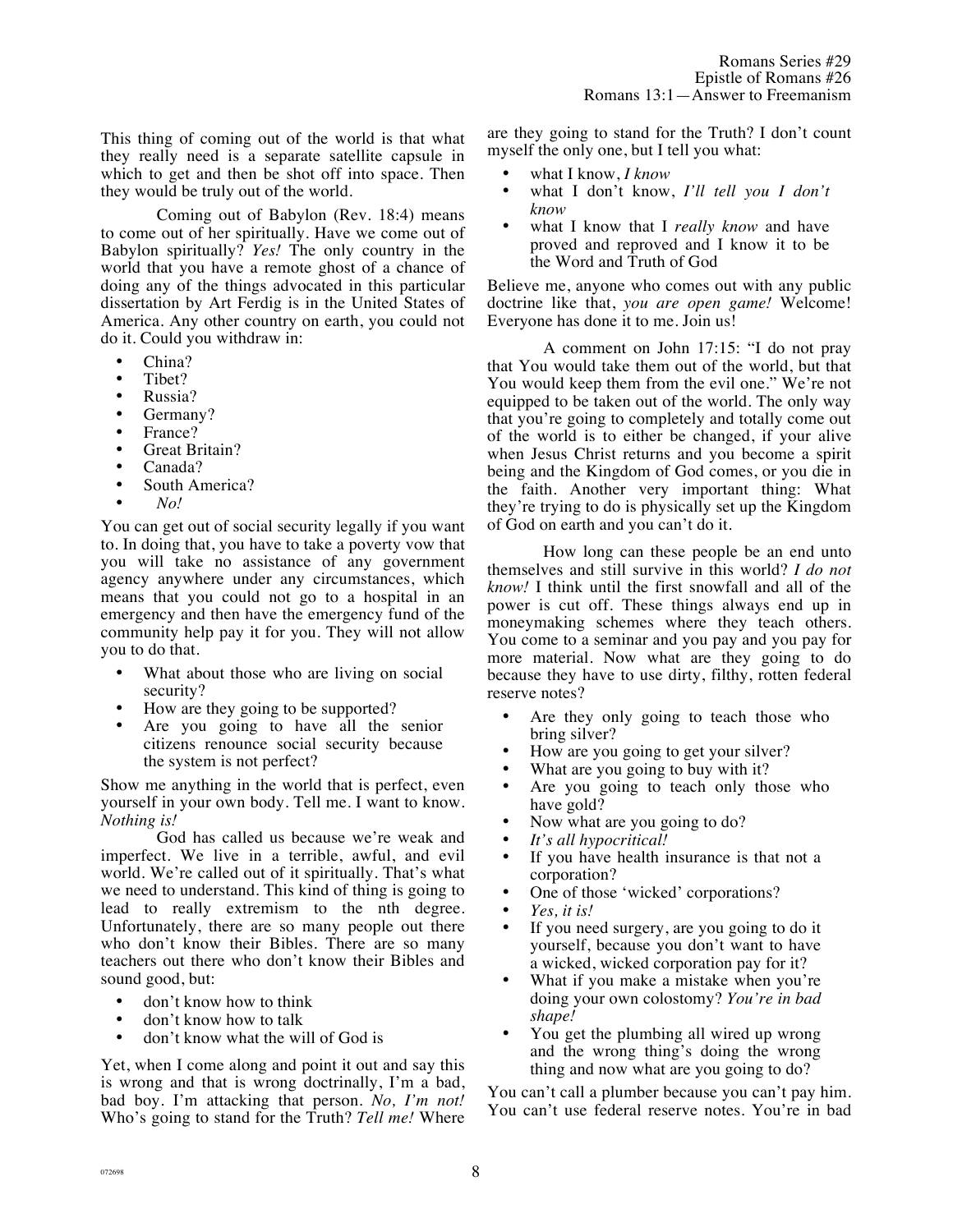This thing of coming out of the world is that what they really need is a separate satellite capsule in which to get and then be shot off into space. Then they would be truly out of the world.

Coming out of Babylon (Rev. 18:4) means to come out of her spiritually. Have we come out of Babylon spiritually? *Yes!* The only country in the world that you have a remote ghost of a chance of doing any of the things advocated in this particular dissertation by Art Ferdig is in the United States of America. Any other country on earth, you could not do it. Could you withdraw in:

- China?
- Tibet?
- Russia?
- Germany?
- France?
- Great Britain?
- Canada?
- South America?
- *No!*

You can get out of social security legally if you want to. In doing that, you have to take a poverty vow that you will take no assistance of any government agency anywhere under any circumstances, which means that you could not go to a hospital in an emergency and then have the emergency fund of the community help pay it for you. They will not allow you to do that.

- What about those who are living on social security?
- How are they going to be supported?
- Are you going to have all the senior citizens renounce social security because the system is not perfect?

Show me anything in the world that is perfect, even yourself in your own body. Tell me. I want to know. *Nothing is!*

God has called us because we're weak and imperfect. We live in a terrible, awful, and evil world. We're called out of it spiritually. That's what we need to understand. This kind of thing is going to lead to really extremism to the nth degree. Unfortunately, there are so many people out there who don't know their Bibles. There are so many teachers out there who don't know their Bibles and sound good, but:

- don't know how to think
- don't know how to talk
- don't know what the will of God is

Yet, when I come along and point it out and say this is wrong and that is wrong doctrinally, I'm a bad, bad boy. I'm attacking that person. *No, I'm not!* Who's going to stand for the Truth? *Tell me!* Where are they going to stand for the Truth? I don't count myself the only one, but I tell you what:

- what I know, *I know*
- what I don't know, *I'll tell you I don't know*
- what I know that I *really know* and have proved and reproved and I know it to be the Word and Truth of God

Believe me, anyone who comes out with any public doctrine like that, *you are open game!* Welcome! Everyone has done it to me. Join us!

A comment on John 17:15: "I do not pray that You would take them out of the world, but that You would keep them from the evil one." We're not equipped to be taken out of the world. The only way that you're going to completely and totally come out of the world is to either be changed, if your alive when Jesus Christ returns and you become a spirit being and the Kingdom of God comes, or you die in the faith. Another very important thing: What they're trying to do is physically set up the Kingdom of God on earth and you can't do it.

How long can these people be an end unto themselves and still survive in this world? *I do not know!* I think until the first snowfall and all of the power is cut off. These things always end up in moneymaking schemes where they teach others. You come to a seminar and you pay and you pay for more material. Now what are they going to do because they have to use dirty, filthy, rotten federal reserve notes?

- Are they only going to teach those who bring silver?
- How are you going to get your silver?
- What are you going to buy with it?
- Are you going to teach only those who have gold?
- Now what are you going to do?
- *It's all hypocritical!*
- If you have health insurance is that not a corporation?
- One of those 'wicked' corporations?
- *Yes, it is!*
- If you need surgery, are you going to do it yourself, because you don't want to have a wicked, wicked corporation pay for it?
- What if you make a mistake when you're doing your own colostomy? *You're in bad shape!*
- You get the plumbing all wired up wrong and the wrong thing's doing the wrong thing and now what are you going to do?

You can't call a plumber because you can't pay him. You can't use federal reserve notes. You're in bad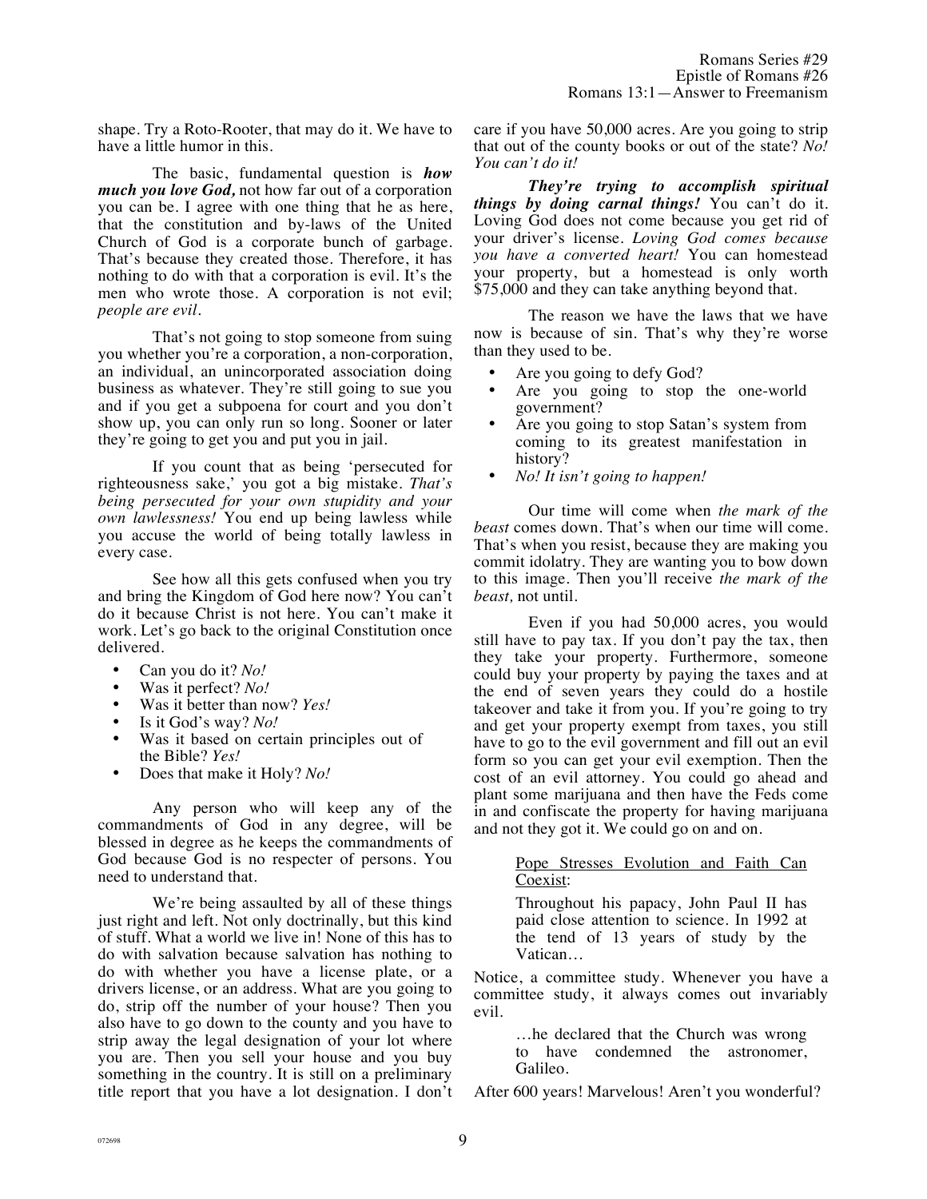shape. Try a Roto-Rooter, that may do it. We have to have a little humor in this.

The basic, fundamental question is ***how much you love God,*** not how far out of a corporation you can be. I agree with one thing that he as here, that the constitution and by-laws of the United Church of God is a corporate bunch of garbage. That's because they created those. Therefore, it has nothing to do with that a corporation is evil. It's the men who wrote those. A corporation is not evil; *people are evil.*

That's not going to stop someone from suing you whether you're a corporation, a non-corporation, an individual, an unincorporated association doing business as whatever. They're still going to sue you and if you get a subpoena for court and you don't show up, you can only run so long. Sooner or later they're going to get you and put you in jail.

If you count that as being 'persecuted for righteousness sake,' you got a big mistake. *That's being persecuted for your own stupidity and your own lawlessness!* You end up being lawless while you accuse the world of being totally lawless in every case.

See how all this gets confused when you try and bring the Kingdom of God here now? You can't do it because Christ is not here. You can't make it work. Let's go back to the original Constitution once delivered.

- Can you do it? *No!*
- Was it perfect? *No!*
- Was it better than now? *Yes!*
- Is it God's way? *No!*
- Was it based on certain principles out of the Bible? *Yes!*
- Does that make it Holy? *No!*

Any person who will keep any of the commandments of God in any degree, will be blessed in degree as he keeps the commandments of God because God is no respecter of persons. You need to understand that.

We're being assaulted by all of these things just right and left. Not only doctrinally, but this kind of stuff. What a world we live in! None of this has to do with salvation because salvation has nothing to do with whether you have a license plate, or a drivers license, or an address. What are you going to do, strip off the number of your house? Then you also have to go down to the county and you have to strip away the legal designation of your lot where you are. Then you sell your house and you buy something in the country. It is still on a preliminary title report that you have a lot designation. I don't care if you have 50,000 acres. Are you going to strip that out of the county books or out of the state? *No! You can't do it!*

***They're trying to accomplish spiritual things by doing carnal things!*** You can't do it. Loving God does not come because you get rid of your driver's license. *Loving God comes because you have a converted heart!* You can homestead your property, but a homestead is only worth \$75,000 and they can take anything beyond that.

The reason we have the laws that we have now is because of sin. That's why they're worse than they used to be.

- Are you going to defy God?
- Are you going to stop the one-world government?
- Are you going to stop Satan's system from coming to its greatest manifestation in history?
- *No! It isn't going to happen!*

Our time will come when *the mark of the beast* comes down. That's when our time will come. That's when you resist, because they are making you commit idolatry. They are wanting you to bow down to this image. Then you'll receive *the mark of the beast,* not until.

Even if you had 50,000 acres, you would still have to pay tax. If you don't pay the tax, then they take your property. Furthermore, someone could buy your property by paying the taxes and at the end of seven years they could do a hostile takeover and take it from you. If you're going to try and get your property exempt from taxes, you still have to go to the evil government and fill out an evil form so you can get your evil exemption. Then the cost of an evil attorney. You could go ahead and plant some marijuana and then have the Feds come in and confiscate the property for having marijuana and not they got it. We could go on and on.

> Pope Stresses Evolution and Faith Can Coexist:
>
> Throughout his papacy, John Paul II has paid close attention to science. In 1992 at the tend of 13 years of study by the Vatican…

Notice, a committee study. Whenever you have a committee study, it always comes out invariably evil.

> …he declared that the Church was wrong to have condemned the astronomer, Galileo.

After 600 years! Marvelous! Aren't you wonderful?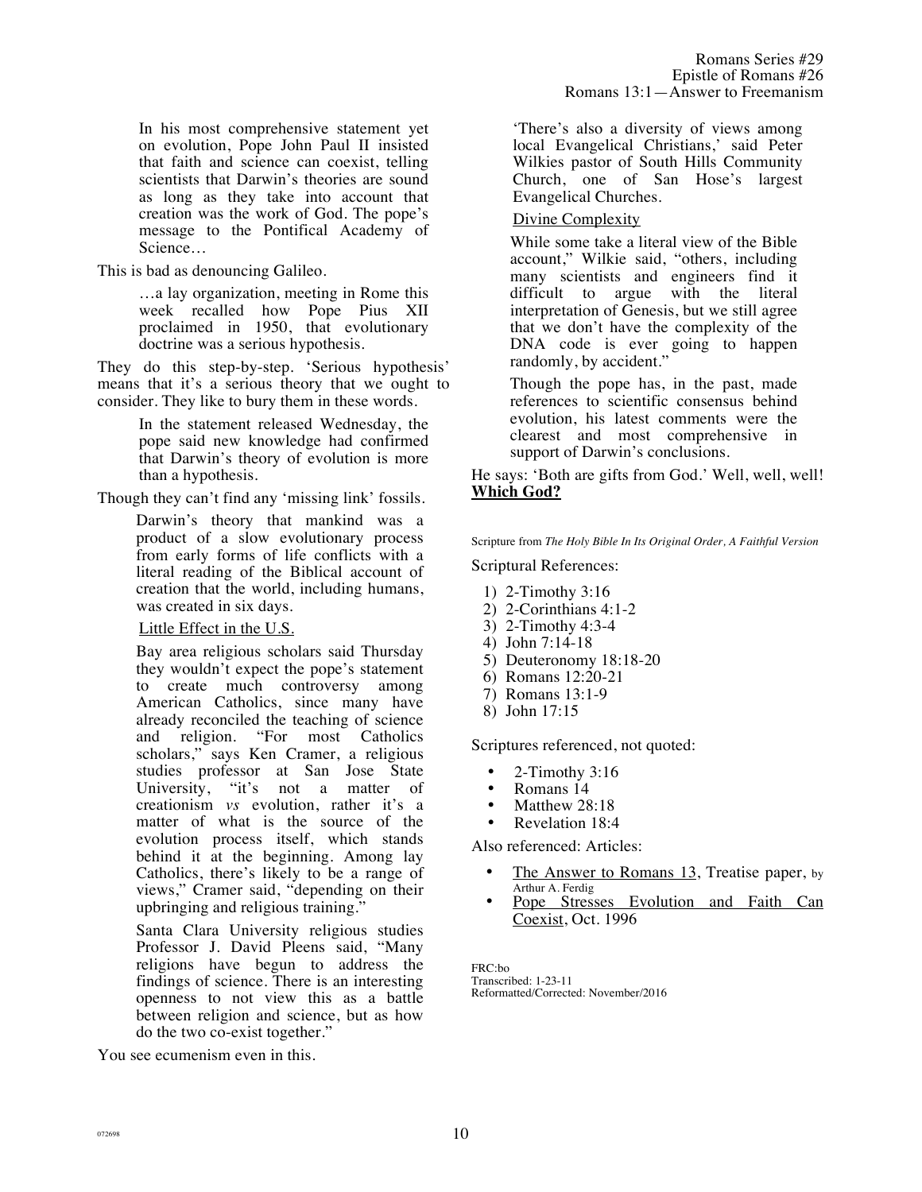> In his most comprehensive statement yet on evolution, Pope John Paul II insisted that faith and science can coexist, telling scientists that Darwin's theories are sound as long as they take into account that creation was the work of God. The pope's message to the Pontifical Academy of Science…

This is bad as denouncing Galileo.

> …a lay organization, meeting in Rome this week recalled how Pope Pius XII proclaimed in 1950, that evolutionary doctrine was a serious hypothesis.

They do this step-by-step. 'Serious hypothesis' means that it's a serious theory that we ought to consider. They like to bury them in these words.

> In the statement released Wednesday, the pope said new knowledge had confirmed that Darwin's theory of evolution is more than a hypothesis.

Though they can't find any 'missing link' fossils.

> Darwin's theory that mankind was a product of a slow evolutionary process from early forms of life conflicts with a literal reading of the Biblical account of creation that the world, including humans, was created in six days.
>
> Little Effect in the U.S.
>
> Bay area religious scholars said Thursday they wouldn't expect the pope's statement to create much controversy among American Catholics, since many have already reconciled the teaching of science and religion. "For most Catholics scholars," says Ken Cramer, a religious studies professor at San Jose State University, "it's not a matter of creationism *vs* evolution, rather it's a matter of what is the source of the evolution process itself, which stands behind it at the beginning. Among lay Catholics, there's likely to be a range of views," Cramer said, "depending on their upbringing and religious training."
>
> Santa Clara University religious studies Professor J. David Pleens said, "Many religions have begun to address the findings of science. There is an interesting openness to not view this as a battle between religion and science, but as how do the two co-exist together."

You see ecumenism even in this.

> 'There's also a diversity of views among local Evangelical Christians,' said Peter Wilkies pastor of South Hills Community Church, one of San Hose's largest Evangelical Churches.
>
> Divine Complexity
>
> While some take a literal view of the Bible account," Wilkie said, "others, including many scientists and engineers find it difficult to argue with the literal interpretation of Genesis, but we still agree that we don't have the complexity of the DNA code is ever going to happen randomly, by accident."
>
> Though the pope has, in the past, made references to scientific consensus behind evolution, his latest comments were the clearest and most comprehensive in support of Darwin's conclusions.

He says: 'Both are gifts from God.' Well, well, well! **Which God?**

Scripture from *The Holy Bible In Its Original Order, A Faithful Version*

Scriptural References:

1) 2-Timothy 3:16
2) 2-Corinthians 4:1-2
3) 2-Timothy 4:3-4
4) John 7:14-18
5) Deuteronomy 18:18-20
6) Romans 12:20-21
7) Romans 13:1-9
8) John 17:15

Scriptures referenced, not quoted:

- 2-Timothy 3:16
- Romans 14
- Matthew 28:18
- Revelation 18:4

Also referenced: Articles:

- The Answer to Romans 13, Treatise paper, by Arthur A. Ferdig
- Pope Stresses Evolution and Faith Can Coexist, Oct. 1996

FRC:bo
Transcribed: 1-23-11
Reformatted/Corrected: November/2016